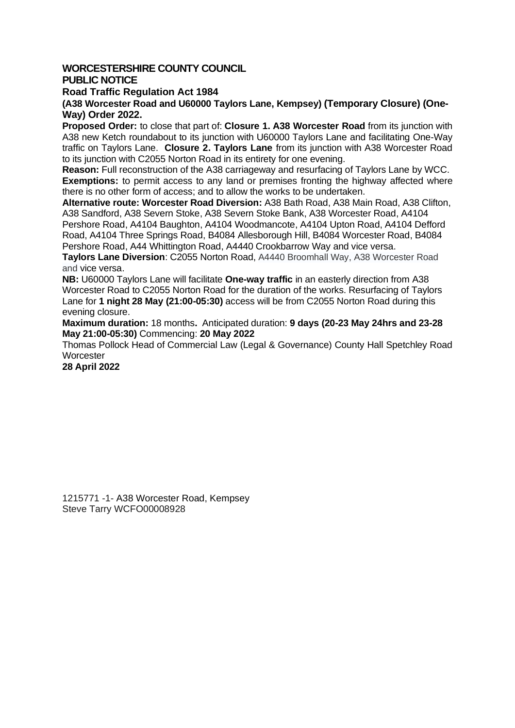**WORCESTERSHIRE COUNTY COUNCIL**
**PUBLIC NOTICE**
**Road Traffic Regulation Act 1984**
**(A38 Worcester Road and U60000 Taylors Lane, Kempsey) (Temporary Closure) (One-Way) Order 2022.**

**Proposed Order:** to close that part of: **Closure 1. A38 Worcester Road** from its junction with A38 new Ketch roundabout to its junction with U60000 Taylors Lane and facilitating One-Way traffic on Taylors Lane. **Closure 2. Taylors Lane** from its junction with A38 Worcester Road to its junction with C2055 Norton Road in its entirety for one evening.

**Reason:** Full reconstruction of the A38 carriageway and resurfacing of Taylors Lane by WCC.

**Exemptions:** to permit access to any land or premises fronting the highway affected where there is no other form of access; and to allow the works to be undertaken.

**Alternative route: Worcester Road Diversion:** A38 Bath Road, A38 Main Road, A38 Clifton, A38 Sandford, A38 Severn Stoke, A38 Severn Stoke Bank, A38 Worcester Road, A4104 Pershore Road, A4104 Baughton, A4104 Woodmancote, A4104 Upton Road, A4104 Defford Road, A4104 Three Springs Road, B4084 Allesborough Hill, B4084 Worcester Road, B4084 Pershore Road, A44 Whittington Road, A4440 Crookbarrow Way and vice versa.

**Taylors Lane Diversion**: C2055 Norton Road, A4440 Broomhall Way, A38 Worcester Road and vice versa.

**NB:** U60000 Taylors Lane will facilitate **One-way traffic** in an easterly direction from A38 Worcester Road to C2055 Norton Road for the duration of the works. Resurfacing of Taylors Lane for **1 night 28 May (21:00-05:30)** access will be from C2055 Norton Road during this evening closure.

**Maximum duration:** 18 months**.** Anticipated duration: **9 days (20-23 May 24hrs and 23-28 May 21:00-05:30)** Commencing: **20 May 2022**

Thomas Pollock Head of Commercial Law (Legal & Governance) County Hall Spetchley Road Worcester

**28 April 2022**

1215771 -1- A38 Worcester Road, Kempsey
Steve Tarry WCFO00008928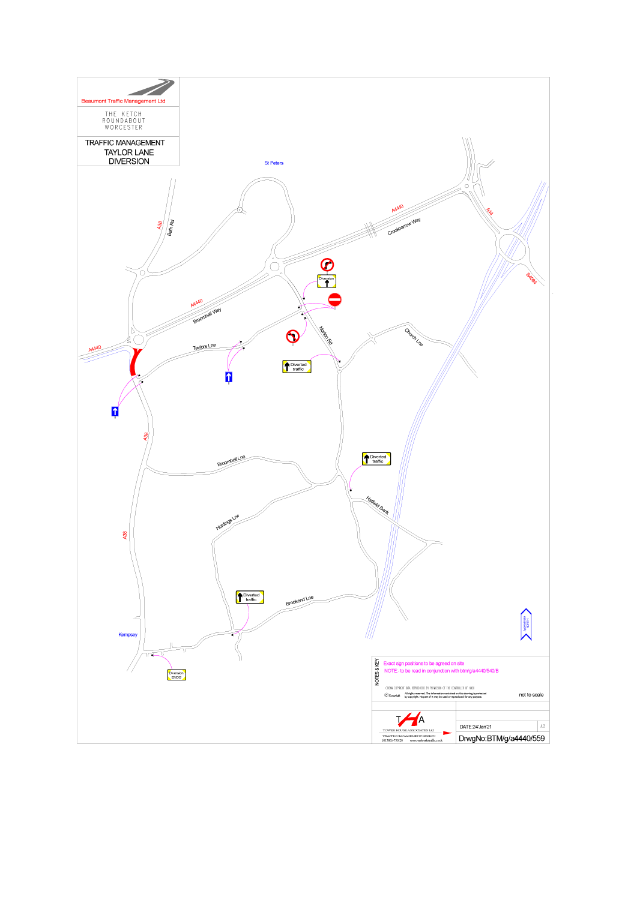Beaumont Traffic Management Ltd

THE KETCH
ROUNDABOUT
WORCESTER

TRAFFIC MANAGEMENT
TAYLOR LANE
DIVERSION

St Peters

A38
Bath Rd

A4440
Crookbarrow Way

A44

B4084

A4440
Broomhall Way

A4440

Taylors Lne

Norton Rd

Church Lne

Diversion

Diverted traffic

A38

Broomhall Lne

Diverted traffic

Hatfield Bank

Holdings Lne

A38

Diverted traffic

Brookend Lne

Kempsey

Diversion ENDS

NOTES & KEY

Exact sign positions to be agreed on site
NOTE:- to be read in conjunction with btm/g/a4440/540/B

CROWN COPYRIGHT DATA REPRODUCED BY PERMISSION OF THE CONTROLLER OF HMSO

© Copyright All rights reserved. The information contained on this drawing is protected by copyright. No part of it may be used or reproduced for any purpose.

not to scale

TOWER HOUSE ASSOCIATES Ltd
TRAFFIC MANAGEMENT DESIGN

DATE:24'Jan'21

A3

DrwgNo:BTM/g/a4440/559